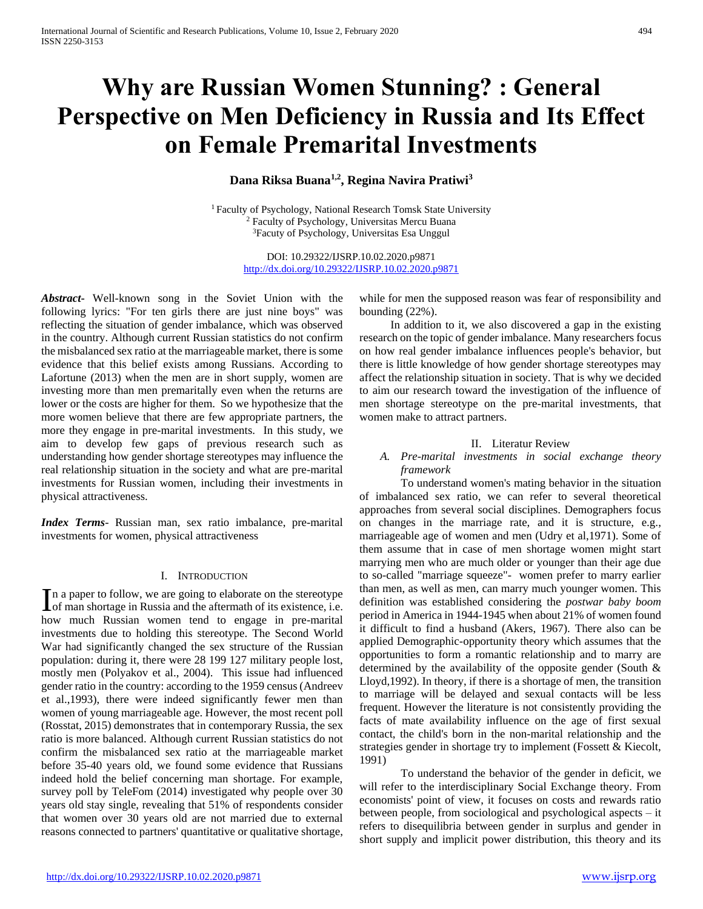# Why are Russian Women Stunning? : General Perspective on Men Deficiency in Russia and Its Effect on Female Premarital Investments

**Dana Riksa Buana[1,2], Regina Navira Pratiwi[3]**

[1] Faculty of Psychology, National Research Tomsk State University
[2] Faculty of Psychology, Universitas Mercu Buana
[3] Facuty of Psychology, Universitas Esa Unggul

DOI: 10.29322/IJSRP.10.02.2020.p9871
http://dx.doi.org/10.29322/IJSRP.10.02.2020.p9871

***Abstract***- Well-known song in the Soviet Union with the following lyrics: "For ten girls there are just nine boys" was reflecting the situation of gender imbalance, which was observed in the country. Although current Russian statistics do not confirm the misbalanced sex ratio at the marriageable market, there is some evidence that this belief exists among Russians. According to Lafortune (2013) when the men are in short supply, women are investing more than men premaritally even when the returns are lower or the costs are higher for them. So we hypothesize that the more women believe that there are few appropriate partners, the more they engage in pre-marital investments. In this study, we aim to develop few gaps of previous research such as understanding how gender shortage stereotypes may influence the real relationship situation in the society and what are pre-marital investments for Russian women, including their investments in physical attractiveness.

***Index Terms***- Russian man, sex ratio imbalance, pre-marital investments for women, physical attractiveness

## I. Introduction

In a paper to follow, we are going to elaborate on the stereotype of man shortage in Russia and the aftermath of its existence, i.e. how much Russian women tend to engage in pre-marital investments due to holding this stereotype. The Second World War had significantly changed the sex structure of the Russian population: during it, there were 28 199 127 military people lost, mostly men (Polyakov et al., 2004). This issue had influenced gender ratio in the country: according to the 1959 census (Andreev et al.,1993), there were indeed significantly fewer men than women of young marriageable age. However, the most recent poll (Rosstat, 2015) demonstrates that in contemporary Russia, the sex ratio is more balanced. Although current Russian statistics do not confirm the misbalanced sex ratio at the marriageable market before 35-40 years old, we found some evidence that Russians indeed hold the belief concerning man shortage. For example, survey poll by TeleFom (2014) investigated why people over 30 years old stay single, revealing that 51% of respondents consider that women over 30 years old are not married due to external reasons connected to partners' quantitative or qualitative shortage, while for men the supposed reason was fear of responsibility and bounding (22%).

In addition to it, we also discovered a gap in the existing research on the topic of gender imbalance. Many researchers focus on how real gender imbalance influences people's behavior, but there is little knowledge of how gender shortage stereotypes may affect the relationship situation in society. That is why we decided to aim our research toward the investigation of the influence of men shortage stereotype on the pre-marital investments, that women make to attract partners.

## II. Literatur Review

### *A. Pre-marital investments in social exchange theory framework*

To understand women's mating behavior in the situation of imbalanced sex ratio, we can refer to several theoretical approaches from several social disciplines. Demographers focus on changes in the marriage rate, and it is structure, e.g., marriageable age of women and men (Udry et al,1971). Some of them assume that in case of men shortage women might start marrying men who are much older or younger than their age due to so-called "marriage squeeze"- women prefer to marry earlier than men, as well as men, can marry much younger women. This definition was established considering the *postwar baby boom* period in America in 1944-1945 when about 21% of women found it difficult to find a husband (Akers, 1967). There also can be applied Demographic-opportunity theory which assumes that the opportunities to form a romantic relationship and to marry are determined by the availability of the opposite gender (South & Lloyd,1992). In theory, if there is a shortage of men, the transition to marriage will be delayed and sexual contacts will be less frequent. However the literature is not consistently providing the facts of mate availability influence on the age of first sexual contact, the child's born in the non-marital relationship and the strategies gender in shortage try to implement (Fossett & Kiecolt, 1991)

To understand the behavior of the gender in deficit, we will refer to the interdisciplinary Social Exchange theory. From economists' point of view, it focuses on costs and rewards ratio between people, from sociological and psychological aspects – it refers to disequilibria between gender in surplus and gender in short supply and implicit power distribution, this theory and its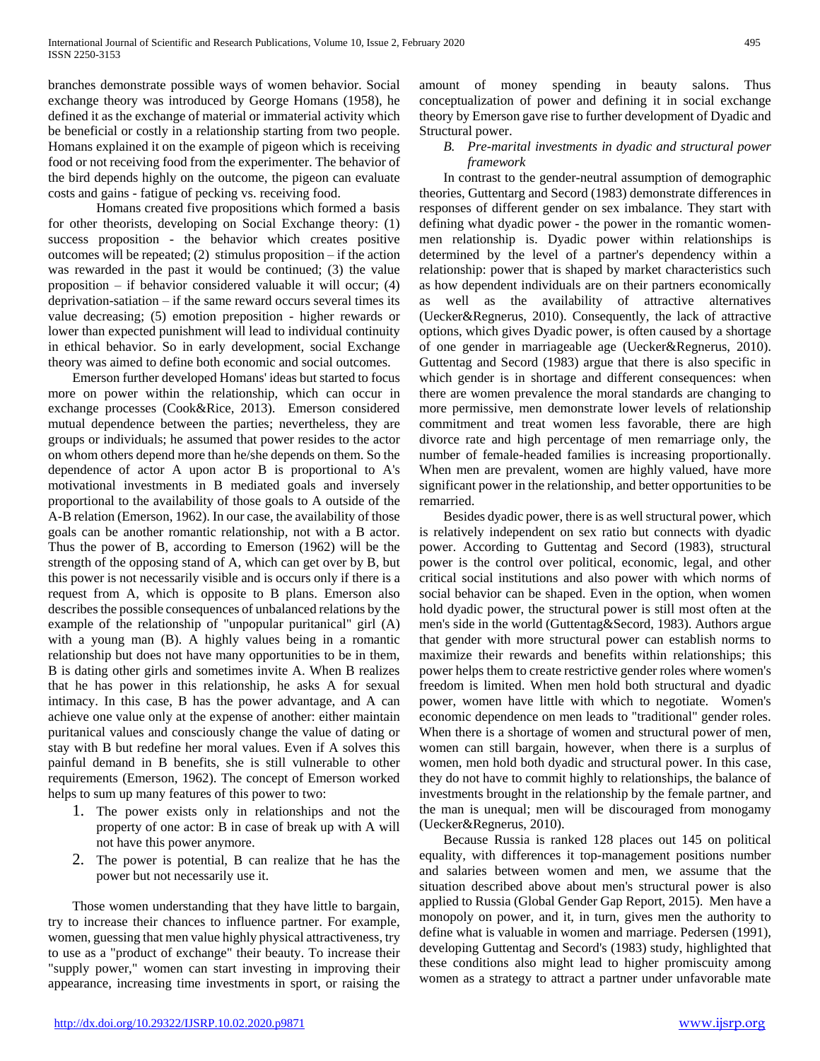branches demonstrate possible ways of women behavior. Social exchange theory was introduced by George Homans (1958), he defined it as the exchange of material or immaterial activity which be beneficial or costly in a relationship starting from two people. Homans explained it on the example of pigeon which is receiving food or not receiving food from the experimenter. The behavior of the bird depends highly on the outcome, the pigeon can evaluate costs and gains - fatigue of pecking vs. receiving food.

Homans created five propositions which formed a basis for other theorists, developing on Social Exchange theory: (1) success proposition - the behavior which creates positive outcomes will be repeated; (2) stimulus proposition – if the action was rewarded in the past it would be continued; (3) the value proposition – if behavior considered valuable it will occur; (4) deprivation-satiation – if the same reward occurs several times its value decreasing; (5) emotion preposition - higher rewards or lower than expected punishment will lead to individual continuity in ethical behavior. So in early development, social Exchange theory was aimed to define both economic and social outcomes.

Emerson further developed Homans' ideas but started to focus more on power within the relationship, which can occur in exchange processes (Cook&Rice, 2013). Emerson considered mutual dependence between the parties; nevertheless, they are groups or individuals; he assumed that power resides to the actor on whom others depend more than he/she depends on them. So the dependence of actor A upon actor B is proportional to A's motivational investments in B mediated goals and inversely proportional to the availability of those goals to A outside of the A-B relation (Emerson, 1962). In our case, the availability of those goals can be another romantic relationship, not with a B actor. Thus the power of B, according to Emerson (1962) will be the strength of the opposing stand of A, which can get over by B, but this power is not necessarily visible and is occurs only if there is a request from A, which is opposite to B plans. Emerson also describes the possible consequences of unbalanced relations by the example of the relationship of "unpopular puritanical" girl (A) with a young man (B). A highly values being in a romantic relationship but does not have many opportunities to be in them, B is dating other girls and sometimes invite A. When B realizes that he has power in this relationship, he asks A for sexual intimacy. In this case, B has the power advantage, and A can achieve one value only at the expense of another: either maintain puritanical values and consciously change the value of dating or stay with B but redefine her moral values. Even if A solves this painful demand in B benefits, she is still vulnerable to other requirements (Emerson, 1962). The concept of Emerson worked helps to sum up many features of this power to two:

1. The power exists only in relationships and not the property of one actor: B in case of break up with A will not have this power anymore.
2. The power is potential, B can realize that he has the power but not necessarily use it.

Those women understanding that they have little to bargain, try to increase their chances to influence partner. For example, women, guessing that men value highly physical attractiveness, try to use as a "product of exchange" their beauty. To increase their "supply power," women can start investing in improving their appearance, increasing time investments in sport, or raising the amount of money spending in beauty salons. Thus conceptualization of power and defining it in social exchange theory by Emerson gave rise to further development of Dyadic and Structural power.

### *B. Pre-marital investments in dyadic and structural power framework*

In contrast to the gender-neutral assumption of demographic theories, Guttentarg and Secord (1983) demonstrate differences in responses of different gender on sex imbalance. They start with defining what dyadic power - the power in the romantic women-men relationship is. Dyadic power within relationships is determined by the level of a partner's dependency within a relationship: power that is shaped by market characteristics such as how dependent individuals are on their partners economically as well as the availability of attractive alternatives (Uecker&Regnerus, 2010). Consequently, the lack of attractive options, which gives Dyadic power, is often caused by a shortage of one gender in marriageable age (Uecker&Regnerus, 2010). Guttentag and Secord (1983) argue that there is also specific in which gender is in shortage and different consequences: when there are women prevalence the moral standards are changing to more permissive, men demonstrate lower levels of relationship commitment and treat women less favorable, there are high divorce rate and high percentage of men remarriage only, the number of female-headed families is increasing proportionally. When men are prevalent, women are highly valued, have more significant power in the relationship, and better opportunities to be remarried.

Besides dyadic power, there is as well structural power, which is relatively independent on sex ratio but connects with dyadic power. According to Guttentag and Secord (1983), structural power is the control over political, economic, legal, and other critical social institutions and also power with which norms of social behavior can be shaped. Even in the option, when women hold dyadic power, the structural power is still most often at the men's side in the world (Guttentag&Secord, 1983). Authors argue that gender with more structural power can establish norms to maximize their rewards and benefits within relationships; this power helps them to create restrictive gender roles where women's freedom is limited. When men hold both structural and dyadic power, women have little with which to negotiate. Women's economic dependence on men leads to "traditional" gender roles. When there is a shortage of women and structural power of men, women can still bargain, however, when there is a surplus of women, men hold both dyadic and structural power. In this case, they do not have to commit highly to the relationships, the balance of investments brought in the relationship by the female partner, and the man is unequal; men will be discouraged from monogamy (Uecker&Regnerus, 2010).

Because Russia is ranked 128 places out 145 on political equality, with differences it top-management positions number and salaries between women and men, we assume that the situation described above about men's structural power is also applied to Russia (Global Gender Gap Report, 2015). Men have a monopoly on power, and it, in turn, gives men the authority to define what is valuable in women and marriage. Pedersen (1991), developing Guttentag and Secord's (1983) study, highlighted that these conditions also might lead to higher promiscuity among women as a strategy to attract a partner under unfavorable mate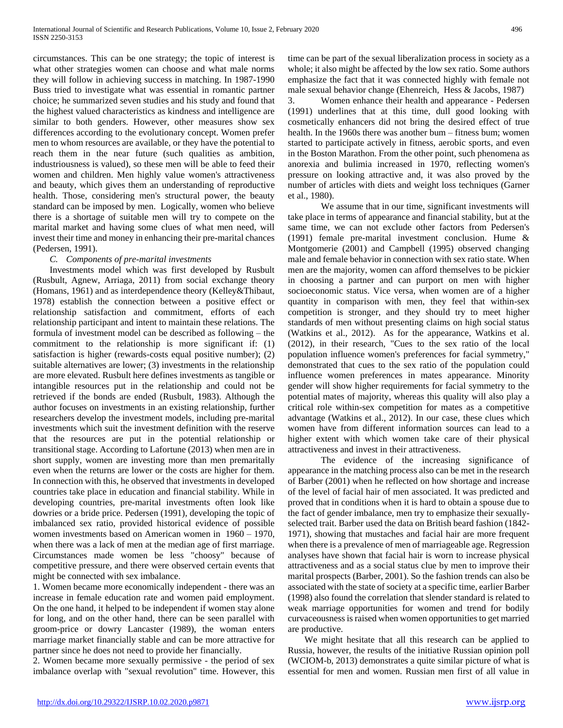circumstances. This can be one strategy; the topic of interest is what other strategies women can choose and what male norms they will follow in achieving success in matching. In 1987-1990 Buss tried to investigate what was essential in romantic partner choice; he summarized seven studies and his study and found that the highest valued characteristics as kindness and intelligence are similar to both genders. However, other measures show sex differences according to the evolutionary concept. Women prefer men to whom resources are available, or they have the potential to reach them in the near future (such qualities as ambition, industriousness is valued), so these men will be able to feed their women and children. Men highly value women's attractiveness and beauty, which gives them an understanding of reproductive health. Those, considering men's structural power, the beauty standard can be imposed by men. Logically, women who believe there is a shortage of suitable men will try to compete on the marital market and having some clues of what men need, will invest their time and money in enhancing their pre-marital chances (Pedersen, 1991).

### *C. Components of pre-marital investments*

Investments model which was first developed by Rusbult (Rusbult, Agnew, Arriaga, 2011) from social exchange theory (Homans, 1961) and as interdependence theory (Kelley&Thibaut, 1978) establish the connection between a positive effect or relationship satisfaction and commitment, efforts of each relationship participant and intent to maintain these relations. The formula of investment model can be described as following – the commitment to the relationship is more significant if: (1) satisfaction is higher (rewards-costs equal positive number); (2) suitable alternatives are lower; (3) investments in the relationship are more elevated. Rusbult here defines investments as tangible or intangible resources put in the relationship and could not be retrieved if the bonds are ended (Rusbult, 1983). Although the author focuses on investments in an existing relationship, further researchers develop the investment models, including pre-marital investments which suit the investment definition with the reserve that the resources are put in the potential relationship or transitional stage. According to Lafortune (2013) when men are in short supply, women are investing more than men premaritally even when the returns are lower or the costs are higher for them. In connection with this, he observed that investments in developed countries take place in education and financial stability. While in developing countries, pre-marital investments often look like dowries or a bride price. Pedersen (1991), developing the topic of imbalanced sex ratio, provided historical evidence of possible women investments based on American women in 1960 – 1970, when there was a lack of men at the median age of first marriage. Circumstances made women be less "choosy" because of competitive pressure, and there were observed certain events that might be connected with sex imbalance.

1. Women became more economically independent - there was an increase in female education rate and women paid employment. On the one hand, it helped to be independent if women stay alone for long, and on the other hand, there can be seen parallel with groom-price or dowry Lancaster (1989), the woman enters marriage market financially stable and can be more attractive for partner since he does not need to provide her financially.
2. Women became more sexually permissive - the period of sex imbalance overlap with "sexual revolution" time. However, this time can be part of the sexual liberalization process in society as a whole; it also might be affected by the low sex ratio. Some authors emphasize the fact that it was connected highly with female not male sexual behavior change (Ehenreich, Hess & Jacobs, 1987)
3. Women enhance their health and appearance - Pedersen (1991) underlines that at this time, dull good looking with cosmetically enhancers did not bring the desired effect of true health. In the 1960s there was another bum – fitness bum; women started to participate actively in fitness, aerobic sports, and even in the Boston Marathon. From the other point, such phenomena as anorexia and bulimia increased in 1970, reflecting women's pressure on looking attractive and, it was also proved by the number of articles with diets and weight loss techniques (Garner et al., 1980).

We assume that in our time, significant investments will take place in terms of appearance and financial stability, but at the same time, we can not exclude other factors from Pedersen's (1991) female pre-marital investment conclusion. Hume & Montgomerie (2001) and Campbell (1995) observed changing male and female behavior in connection with sex ratio state. When men are the majority, women can afford themselves to be pickier in choosing a partner and can purport on men with higher socioeconomic status. Vice versa, when women are of a higher quantity in comparison with men, they feel that within-sex competition is stronger, and they should try to meet higher standards of men without presenting claims on high social status (Watkins et al., 2012). As for the appearance, Watkins et al. (2012), in their research, "Cues to the sex ratio of the local population influence women's preferences for facial symmetry," demonstrated that cues to the sex ratio of the population could influence women preferences in mates appearance. Minority gender will show higher requirements for facial symmetry to the potential mates of majority, whereas this quality will also play a critical role within-sex competition for mates as a competitive advantage (Watkins et al., 2012). In our case, these clues which women have from different information sources can lead to a higher extent with which women take care of their physical attractiveness and invest in their attractiveness.

The evidence of the increasing significance of appearance in the matching process also can be met in the research of Barber (2001) when he reflected on how shortage and increase of the level of facial hair of men associated. It was predicted and proved that in conditions when it is hard to obtain a spouse due to the fact of gender imbalance, men try to emphasize their sexually-selected trait. Barber used the data on British beard fashion (1842-1971), showing that mustaches and facial hair are more frequent when there is a prevalence of men of marriageable age. Regression analyses have shown that facial hair is worn to increase physical attractiveness and as a social status clue by men to improve their marital prospects (Barber, 2001). So the fashion trends can also be associated with the state of society at a specific time, earlier Barber (1998) also found the correlation that slender standard is related to weak marriage opportunities for women and trend for bodily curvaceousness is raised when women opportunities to get married are productive.

We might hesitate that all this research can be applied to Russia, however, the results of the initiative Russian opinion poll (WCIOM-b, 2013) demonstrates a quite similar picture of what is essential for men and women. Russian men first of all value in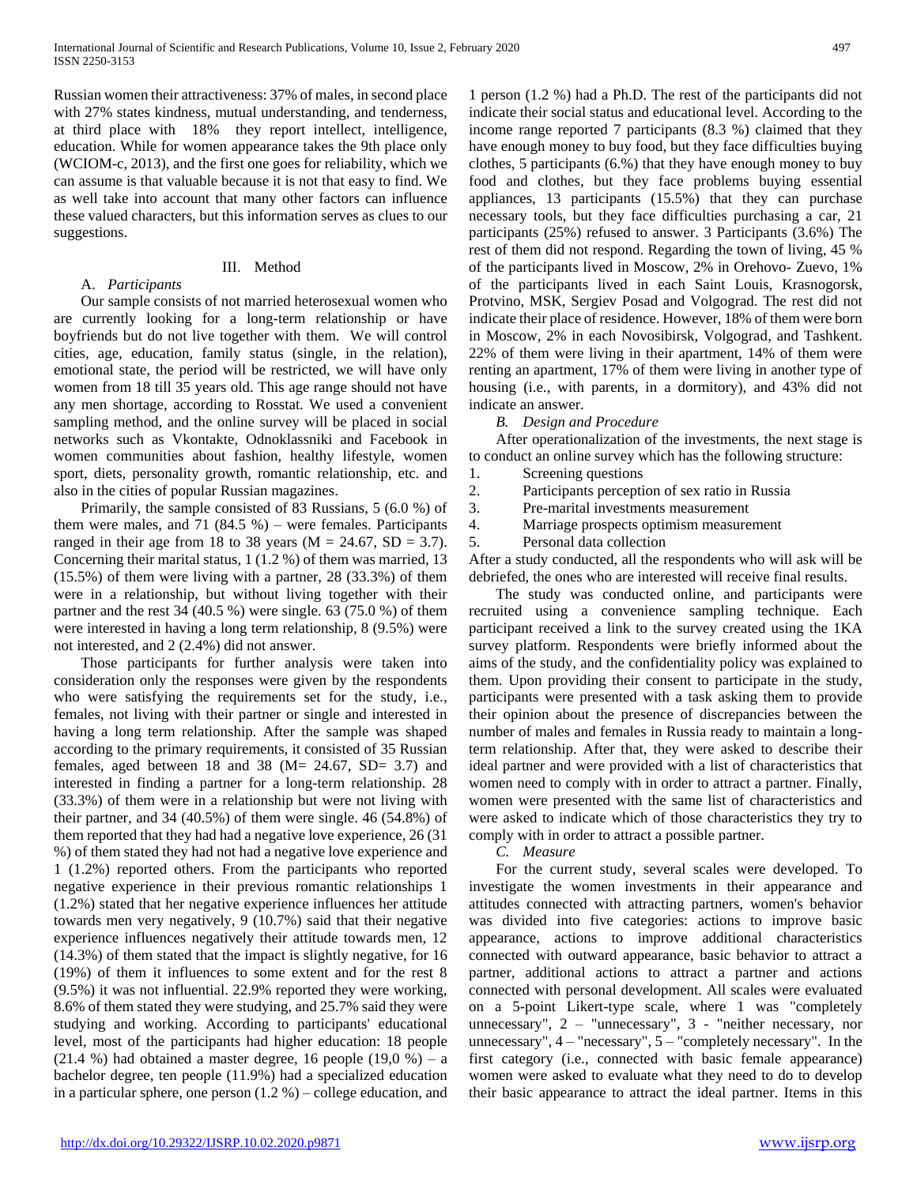Russian women their attractiveness: 37% of males, in second place with 27% states kindness, mutual understanding, and tenderness, at third place with 18% they report intellect, intelligence, education. While for women appearance takes the 9th place only (WCIOM-c, 2013), and the first one goes for reliability, which we can assume is that valuable because it is not that easy to find. We as well take into account that many other factors can influence these valued characters, but this information serves as clues to our suggestions.

## III. Method

### A. *Participants*

Our sample consists of not married heterosexual women who are currently looking for a long-term relationship or have boyfriends but do not live together with them. We will control cities, age, education, family status (single, in the relation), emotional state, the period will be restricted, we will have only women from 18 till 35 years old. This age range should not have any men shortage, according to Rosstat. We used a convenient sampling method, and the online survey will be placed in social networks such as Vkontakte, Odnoklassniki and Facebook in women communities about fashion, healthy lifestyle, women sport, diets, personality growth, romantic relationship, etc. and also in the cities of popular Russian magazines.

Primarily, the sample consisted of 83 Russians, 5 (6.0 %) of them were males, and 71 (84.5 %) – were females. Participants ranged in their age from 18 to 38 years ($M = 24.67$, $SD = 3.7$). Concerning their marital status, 1 (1.2 %) of them was married, 13 (15.5%) of them were living with a partner, 28 (33.3%) of them were in a relationship, but without living together with their partner and the rest 34 (40.5 %) were single. 63 (75.0 %) of them were interested in having a long term relationship, 8 (9.5%) were not interested, and 2 (2.4%) did not answer.

Those participants for further analysis were taken into consideration only the responses were given by the respondents who were satisfying the requirements set for the study, i.e., females, not living with their partner or single and interested in having a long term relationship. After the sample was shaped according to the primary requirements, it consisted of 35 Russian females, aged between 18 and 38 ($M= 24.67$, $SD= 3.7$) and interested in finding a partner for a long-term relationship. 28 (33.3%) of them were in a relationship but were not living with their partner, and 34 (40.5%) of them were single. 46 (54.8%) of them reported that they had had a negative love experience, 26 (31 %) of them stated they had not had a negative love experience and 1 (1.2%) reported others. From the participants who reported negative experience in their previous romantic relationships 1 (1.2%) stated that her negative experience influences her attitude towards men very negatively, 9 (10.7%) said that their negative experience influences negatively their attitude towards men, 12 (14.3%) of them stated that the impact is slightly negative, for 16 (19%) of them it influences to some extent and for the rest 8 (9.5%) it was not influential. 22.9% reported they were working, 8.6% of them stated they were studying, and 25.7% said they were studying and working. According to participants' educational level, most of the participants had higher education: 18 people (21.4 %) had obtained a master degree, 16 people (19,0 %) – a bachelor degree, ten people (11.9%) had a specialized education in a particular sphere, one person (1.2 %) – college education, and 1 person (1.2 %) had a Ph.D. The rest of the participants did not indicate their social status and educational level. According to the income range reported 7 participants (8.3 %) claimed that they have enough money to buy food, but they face difficulties buying clothes, 5 participants (6.%) that they have enough money to buy food and clothes, but they face problems buying essential appliances, 13 participants (15.5%) that they can purchase necessary tools, but they face difficulties purchasing a car, 21 participants (25%) refused to answer. 3 Participants (3.6%) The rest of them did not respond. Regarding the town of living, 45 % of the participants lived in Moscow, 2% in Orehovo- Zuevo, 1% of the participants lived in each Saint Louis, Krasnogorsk, Protvino, MSK, Sergiev Posad and Volgograd. The rest did not indicate their place of residence. However, 18% of them were born in Moscow, 2% in each Novosibirsk, Volgograd, and Tashkent. 22% of them were living in their apartment, 14% of them were renting an apartment, 17% of them were living in another type of housing (i.e., with parents, in a dormitory), and 43% did not indicate an answer.

### B. *Design and Procedure*

After operationalization of the investments, the next stage is to conduct an online survey which has the following structure:

1. Screening questions
2. Participants perception of sex ratio in Russia
3. Pre-marital investments measurement
4. Marriage prospects optimism measurement
5. Personal data collection

After a study conducted, all the respondents who will ask will be debriefed, the ones who are interested will receive final results.

The study was conducted online, and participants were recruited using a convenience sampling technique. Each participant received a link to the survey created using the 1KA survey platform. Respondents were briefly informed about the aims of the study, and the confidentiality policy was explained to them. Upon providing their consent to participate in the study, participants were presented with a task asking them to provide their opinion about the presence of discrepancies between the number of males and females in Russia ready to maintain a long-term relationship. After that, they were asked to describe their ideal partner and were provided with a list of characteristics that women need to comply with in order to attract a partner. Finally, women were presented with the same list of characteristics and were asked to indicate which of those characteristics they try to comply with in order to attract a possible partner.

### C. *Measure*

For the current study, several scales were developed. To investigate the women investments in their appearance and attitudes connected with attracting partners, women's behavior was divided into five categories: actions to improve basic appearance, actions to improve additional characteristics connected with outward appearance, basic behavior to attract a partner, additional actions to attract a partner and actions connected with personal development. All scales were evaluated on a 5-point Likert-type scale, where 1 was "completely unnecessary", 2 – "unnecessary", 3 - "neither necessary, nor unnecessary", 4 – "necessary", 5 – "completely necessary". In the first category (i.e., connected with basic female appearance) women were asked to evaluate what they need to do to develop their basic appearance to attract the ideal partner. Items in this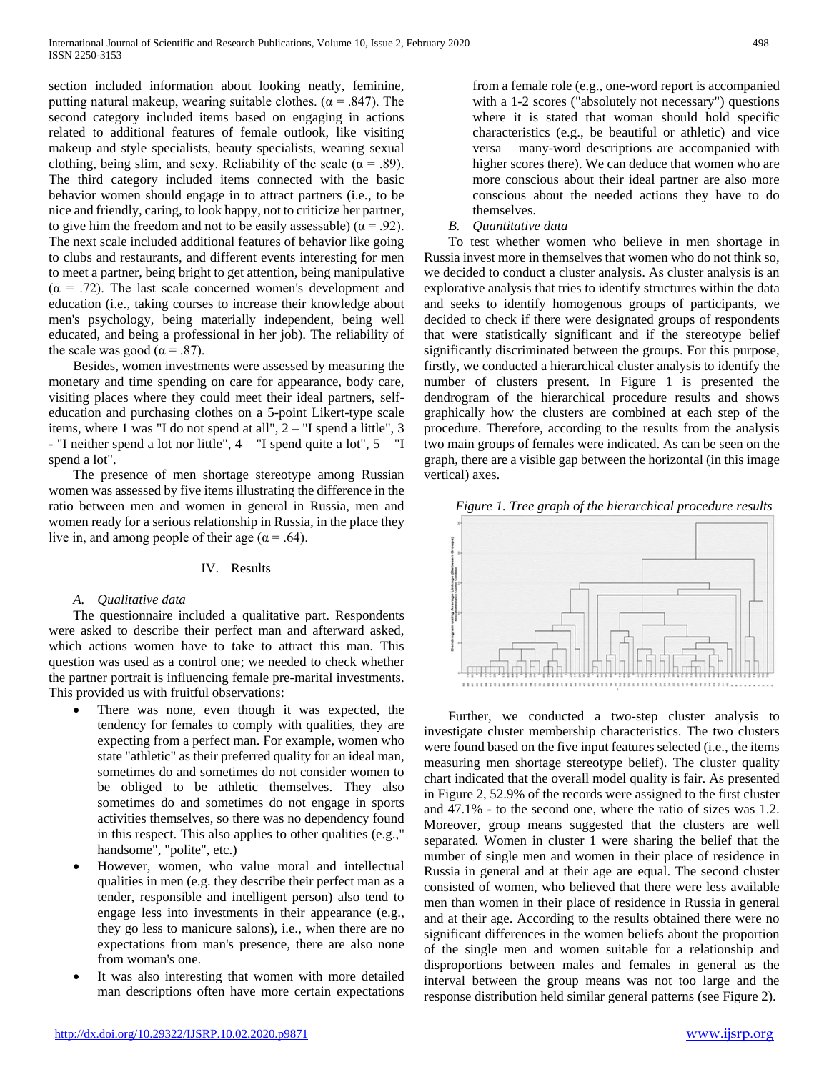section included information about looking neatly, feminine, putting natural makeup, wearing suitable clothes. (α = .847). The second category included items based on engaging in actions related to additional features of female outlook, like visiting makeup and style specialists, beauty specialists, wearing sexual clothing, being slim, and sexy. Reliability of the scale (α = .89). The third category included items connected with the basic behavior women should engage in to attract partners (i.e., to be nice and friendly, caring, to look happy, not to criticize her partner, to give him the freedom and not to be easily assessable) (α = .92). The next scale included additional features of behavior like going to clubs and restaurants, and different events interesting for men to meet a partner, being bright to get attention, being manipulative (α = .72). The last scale concerned women's development and education (i.e., taking courses to increase their knowledge about men's psychology, being materially independent, being well educated, and being a professional in her job). The reliability of the scale was good (α = .87).

Besides, women investments were assessed by measuring the monetary and time spending on care for appearance, body care, visiting places where they could meet their ideal partners, self-education and purchasing clothes on a 5-point Likert-type scale items, where 1 was "I do not spend at all", 2 – "I spend a little", 3 - "I neither spend a lot nor little", 4 – "I spend quite a lot", 5 – "I spend a lot".

The presence of men shortage stereotype among Russian women was assessed by five items illustrating the difference in the ratio between men and women in general in Russia, men and women ready for a serious relationship in Russia, in the place they live in, and among people of their age (α = .64).

## IV. Results

### *A. Qualitative data*

The questionnaire included a qualitative part. Respondents were asked to describe their perfect man and afterward asked, which actions women have to take to attract this man. This question was used as a control one; we needed to check whether the partner portrait is influencing female pre-marital investments. This provided us with fruitful observations:

- There was none, even though it was expected, the tendency for females to comply with qualities, they are expecting from a perfect man. For example, women who state "athletic" as their preferred quality for an ideal man, sometimes do and sometimes do not consider women to be obliged to be athletic themselves. They also sometimes do and sometimes do not engage in sports activities themselves, so there was no dependency found in this respect. This also applies to other qualities (e.g.," handsome", "polite", etc.)
- However, women, who value moral and intellectual qualities in men (e.g. they describe their perfect man as a tender, responsible and intelligent person) also tend to engage less into investments in their appearance (e.g., they go less to manicure salons), i.e., when there are no expectations from man's presence, there are also none from woman's one.
- It was also interesting that women with more detailed man descriptions often have more certain expectations from a female role (e.g., one-word report is accompanied with a 1-2 scores ("absolutely not necessary") questions where it is stated that woman should hold specific characteristics (e.g., be beautiful or athletic) and vice versa – many-word descriptions are accompanied with higher scores there). We can deduce that women who are more conscious about their ideal partner are also more conscious about the needed actions they have to do themselves.

### *B. Quantitative data*

To test whether women who believe in men shortage in Russia invest more in themselves that women who do not think so, we decided to conduct a cluster analysis. As cluster analysis is an explorative analysis that tries to identify structures within the data and seeks to identify homogenous groups of participants, we decided to check if there were designated groups of respondents that were statistically significant and if the stereotype belief significantly discriminated between the groups. For this purpose, firstly, we conducted a hierarchical cluster analysis to identify the number of clusters present. In Figure 1 is presented the dendrogram of the hierarchical procedure results and shows graphically how the clusters are combined at each step of the procedure. Therefore, according to the results from the analysis two main groups of females were indicated. As can be seen on the graph, there are a visible gap between the horizontal (in this image vertical) axes.

*Figure 1. Tree graph of the hierarchical procedure results*

Further, we conducted a two-step cluster analysis to investigate cluster membership characteristics. The two clusters were found based on the five input features selected (i.e., the items measuring men shortage stereotype belief). The cluster quality chart indicated that the overall model quality is fair. As presented in Figure 2, 52.9% of the records were assigned to the first cluster and 47.1% - to the second one, where the ratio of sizes was 1.2. Moreover, group means suggested that the clusters are well separated. Women in cluster 1 were sharing the belief that the number of single men and women in their place of residence in Russia in general and at their age are equal. The second cluster consisted of women, who believed that there were less available men than women in their place of residence in Russia in general and at their age. According to the results obtained there were no significant differences in the women beliefs about the proportion of the single men and women suitable for a relationship and disproportions between males and females in general as the interval between the group means was not too large and the response distribution held similar general patterns (see Figure 2).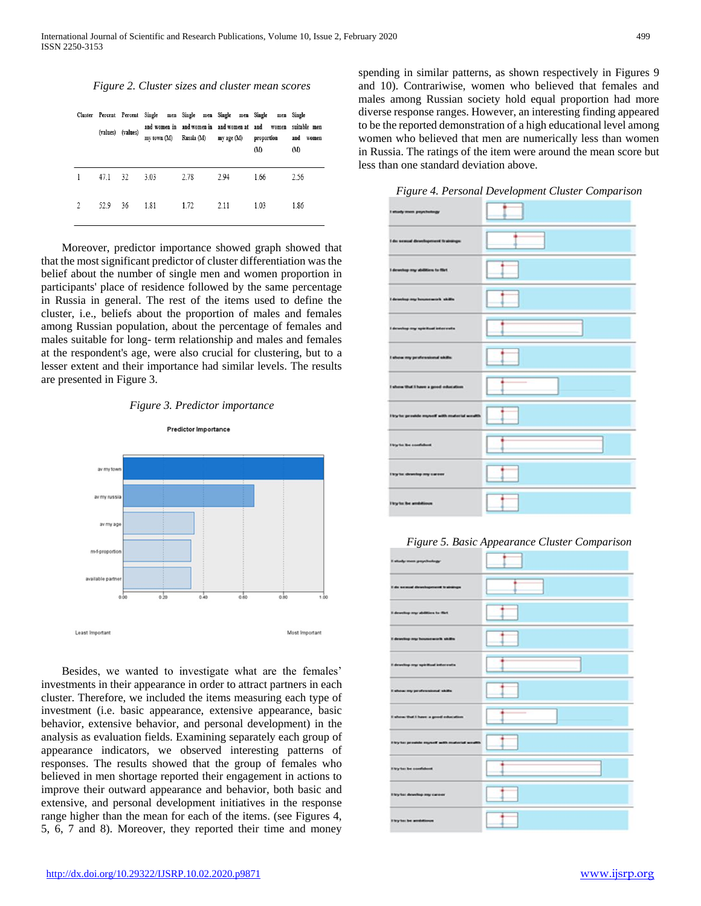*Figure 2. Cluster sizes and cluster mean scores*

| Cluster | Percent (values) | Percent (values) | Single men and women in my town (M) | Single men and women in Russia (M) | Single men and women at my age (M) | Single men and women proportion (M) | Single suitable men and women (M) |
|---|---|---|---|---|---|---|---|
| 1 | 47.1 | 32 | 3.03 | 2.78 | 2.94 | 1.66 | 2.56 |
| 2 | 52.9 | 36 | 1.81 | 1.72 | 2.11 | 1.03 | 1.86 |

Moreover, predictor importance showed graph showed that that the most significant predictor of cluster differentiation was the belief about the number of single men and women proportion in participants' place of residence followed by the same percentage in Russia in general. The rest of the items used to define the cluster, i.e., beliefs about the proportion of males and females among Russian population, about the percentage of females and males suitable for long- term relationship and males and females at the respondent's age, were also crucial for clustering, but to a lesser extent and their importance had similar levels. The results are presented in Figure 3.

*Figure 3. Predictor importance*

Besides, we wanted to investigate what are the females' investments in their appearance in order to attract partners in each cluster. Therefore, we included the items measuring each type of investment (i.e. basic appearance, extensive appearance, basic behavior, extensive behavior, and personal development) in the analysis as evaluation fields. Examining separately each group of appearance indicators, we observed interesting patterns of responses. The results showed that the group of females who believed in men shortage reported their engagement in actions to improve their outward appearance and behavior, both basic and extensive, and personal development initiatives in the response range higher than the mean for each of the items. (see Figures 4, 5, 6, 7 and 8). Moreover, they reported their time and money spending in similar patterns, as shown respectively in Figures 9 and 10). Contrariwise, women who believed that females and males among Russian society hold equal proportion had more diverse response ranges. However, an interesting finding appeared to be the reported demonstration of a high educational level among women who believed that men are numerically less than women in Russia. The ratings of the item were around the mean score but less than one standard deviation above.

*Figure 4. Personal Development Cluster Comparison*

*Figure 5. Basic Appearance Cluster Comparison*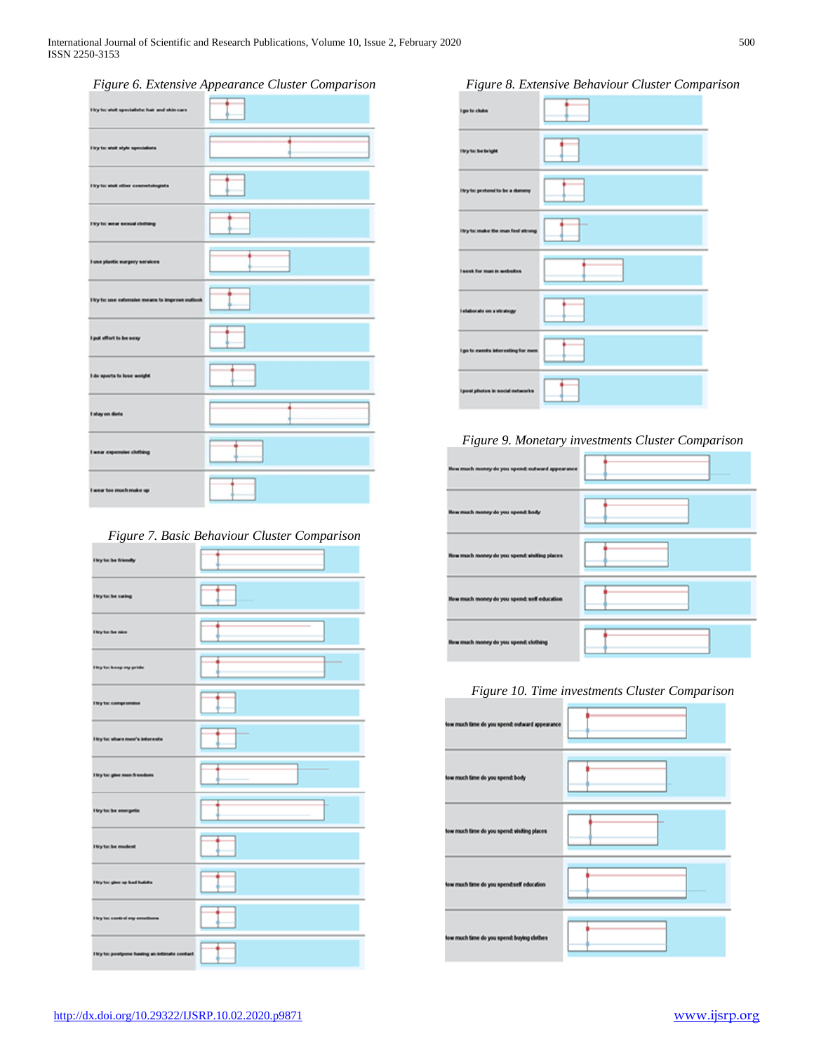*Figure 6. Extensive Appearance Cluster Comparison*

I try to: visit specialists: hair and skin care

I try to: visit style specialists

I try to: visit other cosmetologists

I try to: wear sexual clothing

I use plastic surgery services

I try to: use extensive means to improve outlook

I put effort to be sexy

I do sports to lose weight

I stay on diets

I wear expensive clothing

I wear too much make up

*Figure 7. Basic Behaviour Cluster Comparison*

I try to: be friendly

I try to: be caring

I try to: be nice

I try to: keep my pride

I try to: compromise

I try to: share men's interests

I try to: give men freedom

I try to: be energetic

I try to: be modest

I try to: give up bad habits

I try to: control my emotions

I try to: postpone having an intimate contact

*Figure 8. Extensive Behaviour Cluster Comparison*

I go to clubs

I try to: be bright

I try to: pretend to be a dummy

I try to: make the man feel strong

I seek for man in websites

I elaborate on a strategy

I go to events interesting for men

I post photos in social networks

*Figure 9. Monetary investments Cluster Comparison*

How much money do you spend: outward appearance

How much money do you spend: body

How much money do you spend: visiting places

How much money do you spend: self education

How much money do you spend: clothing

*Figure 10. Time investments Cluster Comparison*

How much time do you spend: outward appearance

How much time do you spend: body

How much time do you spend: visiting places

How much time do you spend:self education

How much time do you spend: buying clothes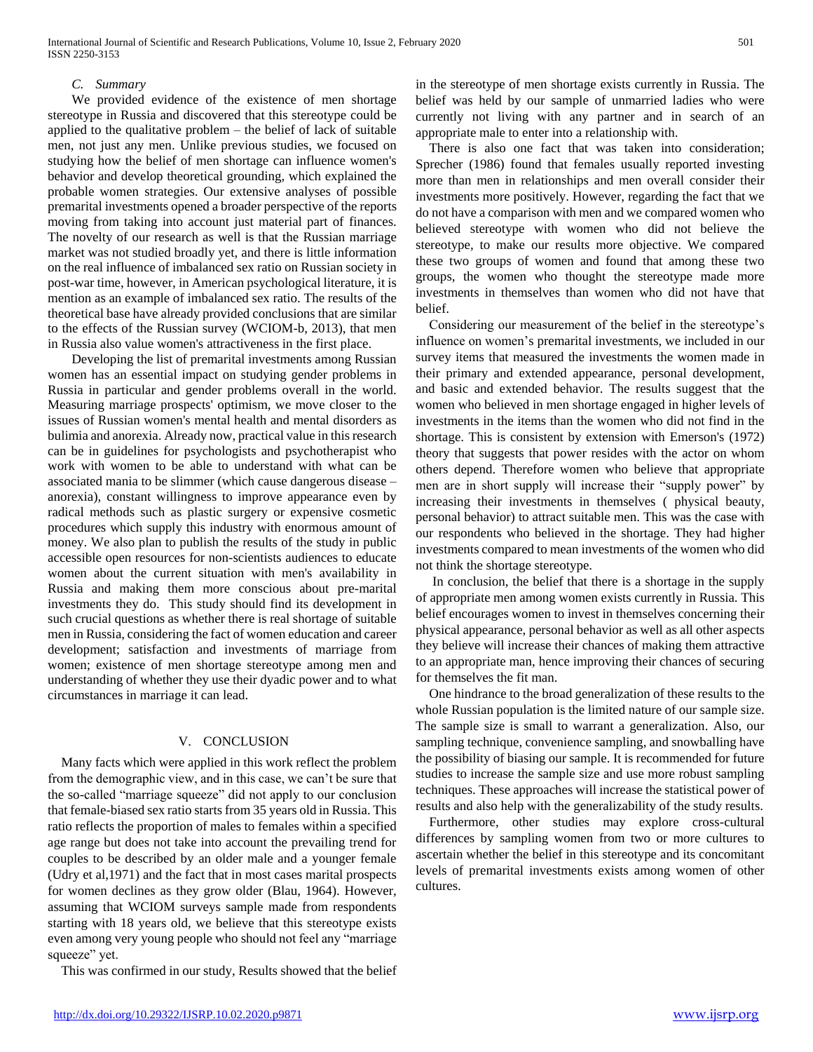### C. Summary

We provided evidence of the existence of men shortage stereotype in Russia and discovered that this stereotype could be applied to the qualitative problem – the belief of lack of suitable men, not just any men. Unlike previous studies, we focused on studying how the belief of men shortage can influence women's behavior and develop theoretical grounding, which explained the probable women strategies. Our extensive analyses of possible premarital investments opened a broader perspective of the reports moving from taking into account just material part of finances. The novelty of our research as well is that the Russian marriage market was not studied broadly yet, and there is little information on the real influence of imbalanced sex ratio on Russian society in post-war time, however, in American psychological literature, it is mention as an example of imbalanced sex ratio. The results of the theoretical base have already provided conclusions that are similar to the effects of the Russian survey (WCIOM-b, 2013), that men in Russia also value women's attractiveness in the first place.

Developing the list of premarital investments among Russian women has an essential impact on studying gender problems in Russia in particular and gender problems overall in the world. Measuring marriage prospects' optimism, we move closer to the issues of Russian women's mental health and mental disorders as bulimia and anorexia. Already now, practical value in this research can be in guidelines for psychologists and psychotherapist who work with women to be able to understand with what can be associated mania to be slimmer (which cause dangerous disease – anorexia), constant willingness to improve appearance even by radical methods such as plastic surgery or expensive cosmetic procedures which supply this industry with enormous amount of money. We also plan to publish the results of the study in public accessible open resources for non-scientists audiences to educate women about the current situation with men's availability in Russia and making them more conscious about pre-marital investments they do. This study should find its development in such crucial questions as whether there is real shortage of suitable men in Russia, considering the fact of women education and career development; satisfaction and investments of marriage from women; existence of men shortage stereotype among men and understanding of whether they use their dyadic power and to what circumstances in marriage it can lead.

## V. CONCLUSION

Many facts which were applied in this work reflect the problem from the demographic view, and in this case, we can't be sure that the so-called "marriage squeeze" did not apply to our conclusion that female-biased sex ratio starts from 35 years old in Russia. This ratio reflects the proportion of males to females within a specified age range but does not take into account the prevailing trend for couples to be described by an older male and a younger female (Udry et al,1971) and the fact that in most cases marital prospects for women declines as they grow older (Blau, 1964). However, assuming that WCIOM surveys sample made from respondents starting with 18 years old, we believe that this stereotype exists even among very young people who should not feel any "marriage squeeze" yet.

This was confirmed in our study, Results showed that the belief in the stereotype of men shortage exists currently in Russia. The belief was held by our sample of unmarried ladies who were currently not living with any partner and in search of an appropriate male to enter into a relationship with.

There is also one fact that was taken into consideration; Sprecher (1986) found that females usually reported investing more than men in relationships and men overall consider their investments more positively. However, regarding the fact that we do not have a comparison with men and we compared women who believed stereotype with women who did not believe the stereotype, to make our results more objective. We compared these two groups of women and found that among these two groups, the women who thought the stereotype made more investments in themselves than women who did not have that belief.

Considering our measurement of the belief in the stereotype's influence on women's premarital investments, we included in our survey items that measured the investments the women made in their primary and extended appearance, personal development, and basic and extended behavior. The results suggest that the women who believed in men shortage engaged in higher levels of investments in the items than the women who did not find in the shortage. This is consistent by extension with Emerson's (1972) theory that suggests that power resides with the actor on whom others depend. Therefore women who believe that appropriate men are in short supply will increase their "supply power" by increasing their investments in themselves ( physical beauty, personal behavior) to attract suitable men. This was the case with our respondents who believed in the shortage. They had higher investments compared to mean investments of the women who did not think the shortage stereotype.

In conclusion, the belief that there is a shortage in the supply of appropriate men among women exists currently in Russia. This belief encourages women to invest in themselves concerning their physical appearance, personal behavior as well as all other aspects they believe will increase their chances of making them attractive to an appropriate man, hence improving their chances of securing for themselves the fit man.

One hindrance to the broad generalization of these results to the whole Russian population is the limited nature of our sample size. The sample size is small to warrant a generalization. Also, our sampling technique, convenience sampling, and snowballing have the possibility of biasing our sample. It is recommended for future studies to increase the sample size and use more robust sampling techniques. These approaches will increase the statistical power of results and also help with the generalizability of the study results.

Furthermore, other studies may explore cross-cultural differences by sampling women from two or more cultures to ascertain whether the belief in this stereotype and its concomitant levels of premarital investments exists among women of other cultures.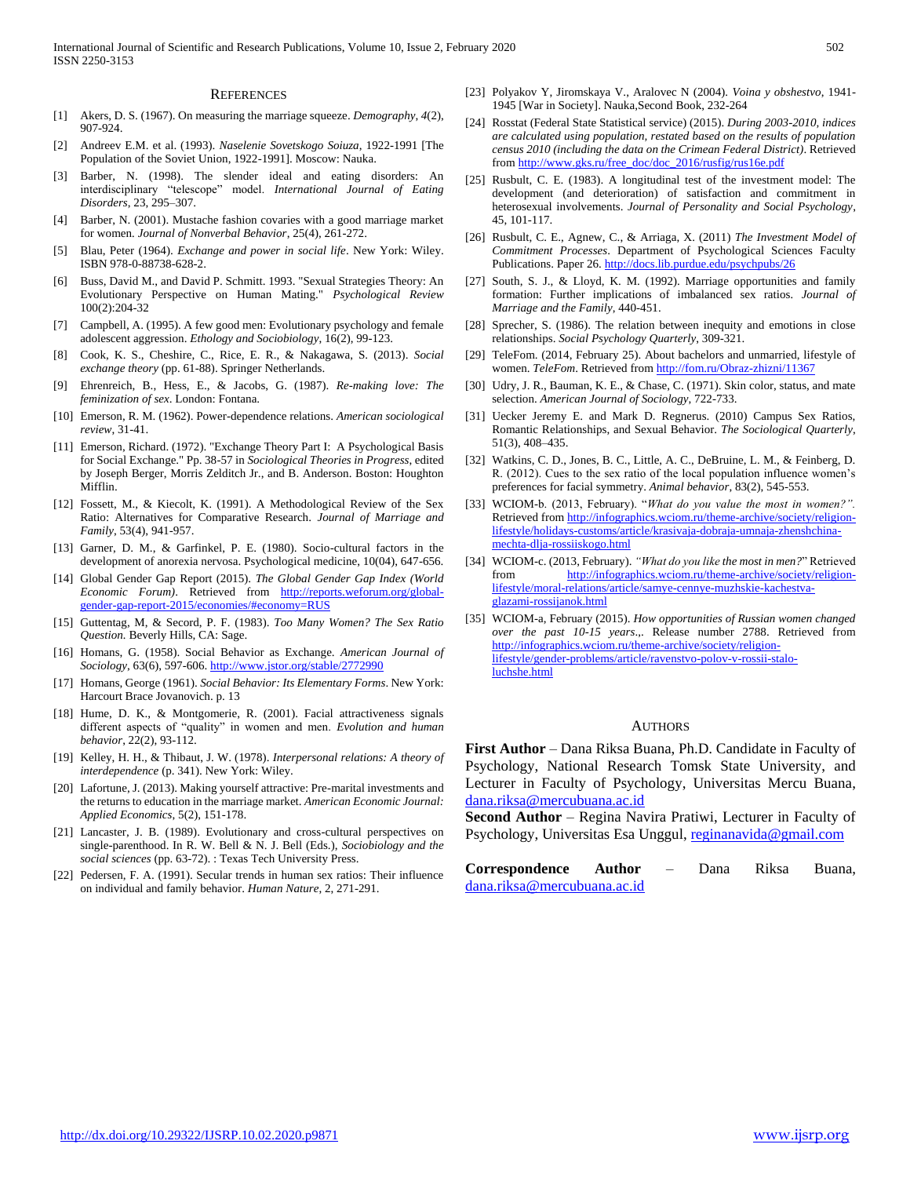## REFERENCES

[1] Akers, D. S. (1967). On measuring the marriage squeeze. *Demography, 4*(2), 907-924.

[2] Andreev E.M. et al. (1993). *Naselenie Sovetskogo Soiuza*, 1922-1991 [The Population of the Soviet Union, 1922-1991]. Moscow: Nauka.

[3] Barber, N. (1998). The slender ideal and eating disorders: An interdisciplinary "telescope" model. *International Journal of Eating Disorders*, 23, 295–307.

[4] Barber, N. (2001). Mustache fashion covaries with a good marriage market for women. *Journal of Nonverbal Behavior*, 25(4), 261-272.

[5] Blau, Peter (1964). *Exchange and power in social life*. New York: Wiley. ISBN 978-0-88738-628-2.

[6] Buss, David M., and David P. Schmitt. 1993. "Sexual Strategies Theory: An Evolutionary Perspective on Human Mating." *Psychological Review* 100(2):204-32

[7] Campbell, A. (1995). A few good men: Evolutionary psychology and female adolescent aggression. *Ethology and Sociobiology*, 16(2), 99-123.

[8] Cook, K. S., Cheshire, C., Rice, E. R., & Nakagawa, S. (2013). *Social exchange theory* (pp. 61-88). Springer Netherlands.

[9] Ehrenreich, B., Hess, E., & Jacobs, G. (1987). *Re-making love: The feminization of sex*. London: Fontana.

[10] Emerson, R. M. (1962). Power-dependence relations. *American sociological review*, 31-41.

[11] Emerson, Richard. (1972). "Exchange Theory Part I: A Psychological Basis for Social Exchange." Pp. 38-57 in *Sociological Theories in Progress*, edited by Joseph Berger, Morris Zelditch Jr., and B. Anderson. Boston: Houghton Mifflin.

[12] Fossett, M., & Kiecolt, K. (1991). A Methodological Review of the Sex Ratio: Alternatives for Comparative Research. *Journal of Marriage and Family*, 53(4), 941-957.

[13] Garner, D. M., & Garfinkel, P. E. (1980). Socio-cultural factors in the development of anorexia nervosa. Psychological medicine, 10(04), 647-656.

[14] Global Gender Gap Report (2015). *The Global Gender Gap Index (World Economic Forum)*. Retrieved from http://reports.weforum.org/global-gender-gap-report-2015/economies/#economy=RUS

[15] Guttentag, M, & Secord, P. F. (1983). *Too Many Women? The Sex Ratio Question.* Beverly Hills, CA: Sage.

[16] Homans, G. (1958). Social Behavior as Exchange. *American Journal of Sociology*, 63(6), 597-606. http://www.jstor.org/stable/2772990

[17] Homans, George (1961). *Social Behavior: Its Elementary Forms*. New York: Harcourt Brace Jovanovich. p. 13

[18] Hume, D. K., & Montgomerie, R. (2001). Facial attractiveness signals different aspects of "quality" in women and men. *Evolution and human behavior*, 22(2), 93-112.

[19] Kelley, H. H., & Thibaut, J. W. (1978). *Interpersonal relations: A theory of interdependence* (p. 341). New York: Wiley.

[20] Lafortune, J. (2013). Making yourself attractive: Pre-marital investments and the returns to education in the marriage market. *American Economic Journal: Applied Economics*, 5(2), 151-178.

[21] Lancaster, J. B. (1989). Evolutionary and cross-cultural perspectives on single-parenthood. In R. W. Bell & N. J. Bell (Eds.), *Sociobiology and the social sciences* (pp. 63-72). : Texas Tech University Press.

[22] Pedersen, F. A. (1991). Secular trends in human sex ratios: Their influence on individual and family behavior. *Human Nature*, 2, 271-291.

[23] Polyakov Y, Jiromskaya V., Aralovec N (2004). *Voina y obshestvo*, 1941-1945 [War in Society]. Nauka,Second Book, 232-264

[24] Rosstat (Federal State Statistical service) (2015). *During 2003-2010, indices are calculated using population, restated based on the results of population census 2010 (including the data on the Crimean Federal District)*. Retrieved from http://www.gks.ru/free_doc/doc_2016/rusfig/rus16e.pdf

[25] Rusbult, C. E. (1983). A longitudinal test of the investment model: The development (and deterioration) of satisfaction and commitment in heterosexual involvements. *Journal of Personality and Social Psychology*, 45, 101-117.

[26] Rusbult, C. E., Agnew, C., & Arriaga, X. (2011) *The Investment Model of Commitment Processes*. Department of Psychological Sciences Faculty Publications. Paper 26. http://docs.lib.purdue.edu/psychpubs/26

[27] South, S. J., & Lloyd, K. M. (1992). Marriage opportunities and family formation: Further implications of imbalanced sex ratios. *Journal of Marriage and the Family*, 440-451.

[28] Sprecher, S. (1986). The relation between inequity and emotions in close relationships. *Social Psychology Quarterly*, 309-321.

[29] TeleFom. (2014, February 25). About bachelors and unmarried, lifestyle of women. *TeleFom*. Retrieved from http://fom.ru/Obraz-zhizni/11367

[30] Udry, J. R., Bauman, K. E., & Chase, C. (1971). Skin color, status, and mate selection. *American Journal of Sociology*, 722-733.

[31] Uecker Jeremy E. and Mark D. Regnerus. (2010) Campus Sex Ratios, Romantic Relationships, and Sexual Behavior. *The Sociological Quarterly*, 51(3), 408–435.

[32] Watkins, C. D., Jones, B. C., Little, A. C., DeBruine, L. M., & Feinberg, D. R. (2012). Cues to the sex ratio of the local population influence women's preferences for facial symmetry. *Animal behavior*, 83(2), 545-553.

[33] WCIOM-b. (2013, February). "*What do you value the most in women?".* Retrieved from http://infographics.wciom.ru/theme-archive/society/religion-lifestyle/holidays-customs/article/krasivaja-dobraja-umnaja-zhenshchina-mechta-dlja-rossiiskogo.html

[34] WCIOM-c. (2013, February). *"What do you like the most in men?"* Retrieved from http://infographics.wciom.ru/theme-archive/society/religion-lifestyle/moral-relations/article/samye-cennye-muzhskie-kachestva-glazami-rossijanok.html

[35] WCIOM-a, February (2015). *How opportunities of Russian women changed over the past 10-15 years*.,. Release number 2788. Retrieved from http://infographics.wciom.ru/theme-archive/society/religion-lifestyle/gender-problems/article/ravenstvo-polov-v-rossii-stalo-luchshe.html

## AUTHORS

**First Author** – Dana Riksa Buana, Ph.D. Candidate in Faculty of Psychology, National Research Tomsk State University, and Lecturer in Faculty of Psychology, Universitas Mercu Buana, dana.riksa@mercubuana.ac.id

**Second Author** – Regina Navira Pratiwi, Lecturer in Faculty of Psychology, Universitas Esa Unggul, reginanavida@gmail.com

**Correspondence Author** – Dana Riksa Buana, dana.riksa@mercubuana.ac.id